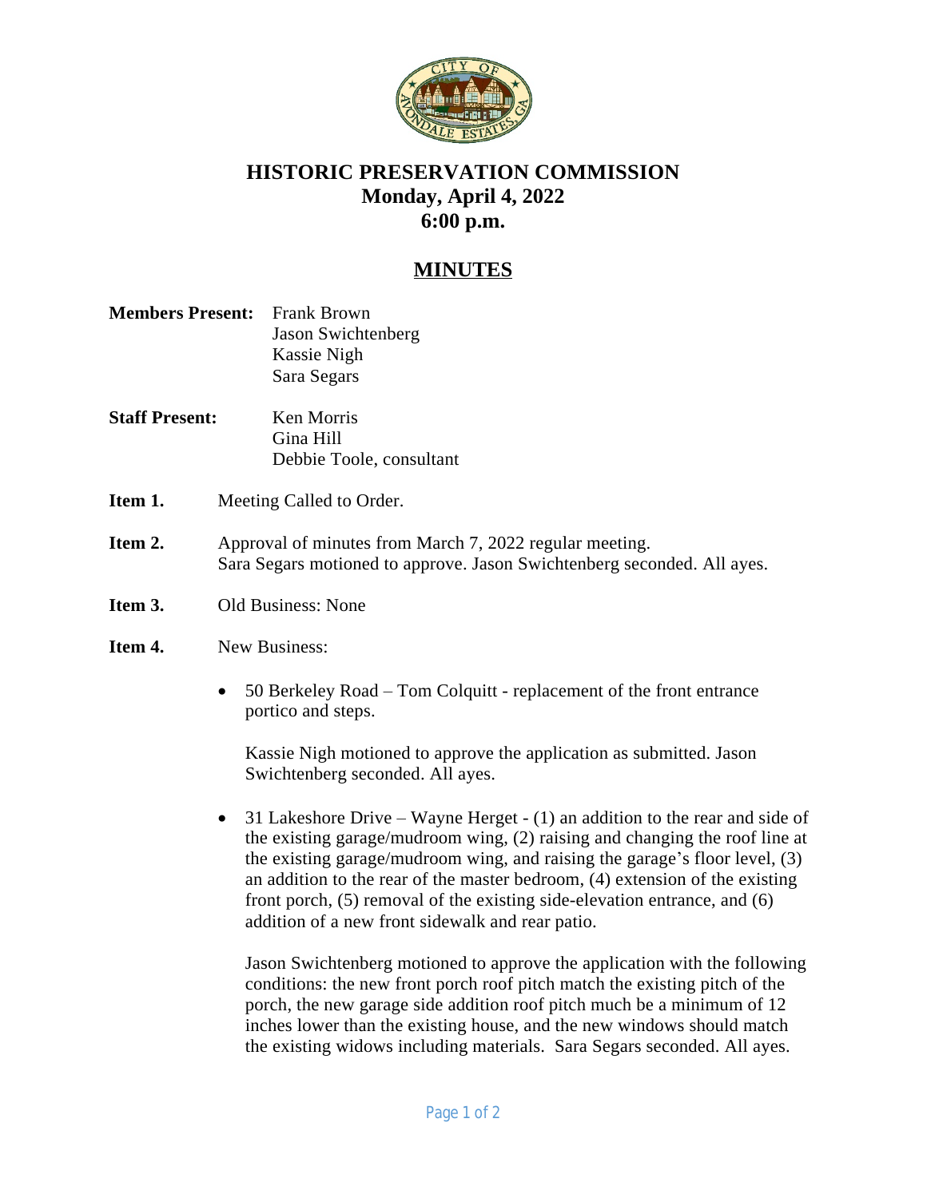# HISTORIC PRESERVATION COMMISSION
## Monday, April 4, 2022
## 6:00 p.m.

## MINUTES

**Members Present:** Frank Brown
Jason Swichtenberg
Kassie Nigh
Sara Segars

**Staff Present:** Ken Morris
Gina Hill
Debbie Toole, consultant

**Item 1.** Meeting Called to Order.

**Item 2.** Approval of minutes from March 7, 2022 regular meeting.
Sara Segars motioned to approve. Jason Swichtenberg seconded. All ayes.

**Item 3.** Old Business: None

**Item 4.** New Business:

- 50 Berkeley Road – Tom Colquitt - replacement of the front entrance portico and steps.

  Kassie Nigh motioned to approve the application as submitted. Jason Swichtenberg seconded. All ayes.

- 31 Lakeshore Drive – Wayne Herget - (1) an addition to the rear and side of the existing garage/mudroom wing, (2) raising and changing the roof line at the existing garage/mudroom wing, and raising the garage's floor level, (3) an addition to the rear of the master bedroom, (4) extension of the existing front porch, (5) removal of the existing side-elevation entrance, and (6) addition of a new front sidewalk and rear patio.

  Jason Swichtenberg motioned to approve the application with the following conditions: the new front porch roof pitch match the existing pitch of the porch, the new garage side addition roof pitch much be a minimum of 12 inches lower than the existing house, and the new windows should match the existing widows including materials. Sara Segars seconded. All ayes.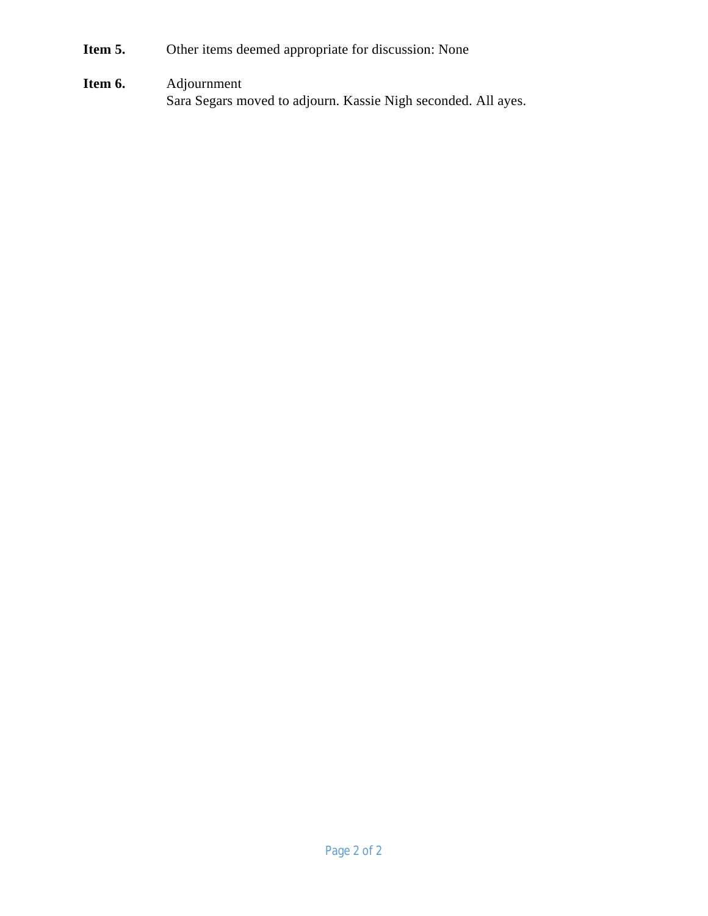**Item 5.** Other items deemed appropriate for discussion: None

**Item 6.** Adjournment
Sara Segars moved to adjourn. Kassie Nigh seconded. All ayes.